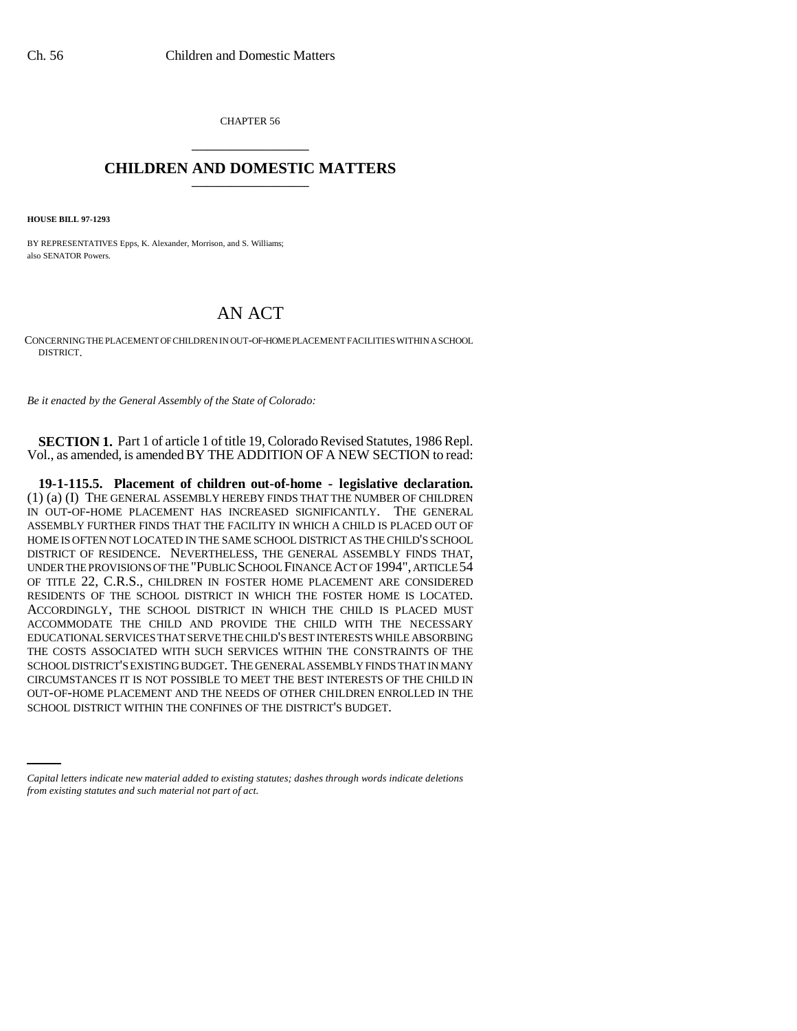CHAPTER 56

# CHILDREN AND DOMESTIC MATTERS

**HOUSE BILL 97-1293**

BY REPRESENTATIVES Epps, K. Alexander, Morrison, and S. Williams;
also SENATOR Powers.

# AN ACT

CONCERNING THE PLACEMENT OF CHILDREN IN OUT-OF-HOME PLACEMENT FACILITIES WITHIN A SCHOOL DISTRICT.

*Be it enacted by the General Assembly of the State of Colorado:*

**SECTION 1.** Part 1 of article 1 of title 19, Colorado Revised Statutes, 1986 Repl. Vol., as amended, is amended BY THE ADDITION OF A NEW SECTION to read:

**19-1-115.5. Placement of children out-of-home - legislative declaration.** (1) (a) (I) THE GENERAL ASSEMBLY HEREBY FINDS THAT THE NUMBER OF CHILDREN IN OUT-OF-HOME PLACEMENT HAS INCREASED SIGNIFICANTLY. THE GENERAL ASSEMBLY FURTHER FINDS THAT THE FACILITY IN WHICH A CHILD IS PLACED OUT OF HOME IS OFTEN NOT LOCATED IN THE SAME SCHOOL DISTRICT AS THE CHILD'S SCHOOL DISTRICT OF RESIDENCE. NEVERTHELESS, THE GENERAL ASSEMBLY FINDS THAT, UNDER THE PROVISIONS OF THE "PUBLIC SCHOOL FINANCE ACT OF 1994", ARTICLE 54 OF TITLE 22, C.R.S., CHILDREN IN FOSTER HOME PLACEMENT ARE CONSIDERED RESIDENTS OF THE SCHOOL DISTRICT IN WHICH THE FOSTER HOME IS LOCATED. ACCORDINGLY, THE SCHOOL DISTRICT IN WHICH THE CHILD IS PLACED MUST ACCOMMODATE THE CHILD AND PROVIDE THE CHILD WITH THE NECESSARY EDUCATIONAL SERVICES THAT SERVE THE CHILD'S BEST INTERESTS WHILE ABSORBING THE COSTS ASSOCIATED WITH SUCH SERVICES WITHIN THE CONSTRAINTS OF THE SCHOOL DISTRICT'S EXISTING BUDGET. THE GENERAL ASSEMBLY FINDS THAT IN MANY CIRCUMSTANCES IT IS NOT POSSIBLE TO MEET THE BEST INTERESTS OF THE CHILD IN OUT-OF-HOME PLACEMENT AND THE NEEDS OF OTHER CHILDREN ENROLLED IN THE SCHOOL DISTRICT WITHIN THE CONFINES OF THE DISTRICT'S BUDGET.

*Capital letters indicate new material added to existing statutes; dashes through words indicate deletions from existing statutes and such material not part of act.*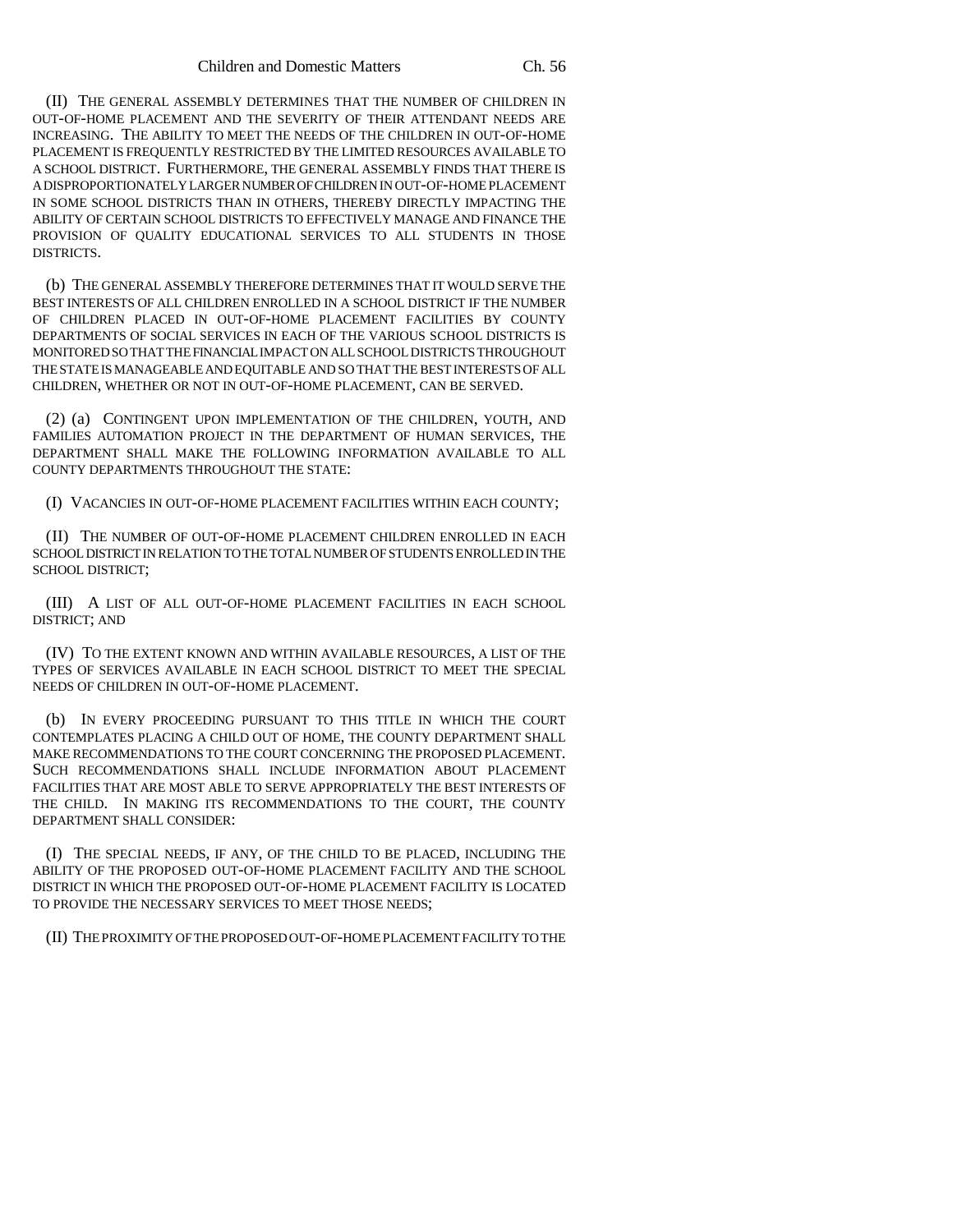(II) THE GENERAL ASSEMBLY DETERMINES THAT THE NUMBER OF CHILDREN IN OUT-OF-HOME PLACEMENT AND THE SEVERITY OF THEIR ATTENDANT NEEDS ARE INCREASING. THE ABILITY TO MEET THE NEEDS OF THE CHILDREN IN OUT-OF-HOME PLACEMENT IS FREQUENTLY RESTRICTED BY THE LIMITED RESOURCES AVAILABLE TO A SCHOOL DISTRICT. FURTHERMORE, THE GENERAL ASSEMBLY FINDS THAT THERE IS A DISPROPORTIONATELY LARGER NUMBER OF CHILDREN IN OUT-OF-HOME PLACEMENT IN SOME SCHOOL DISTRICTS THAN IN OTHERS, THEREBY DIRECTLY IMPACTING THE ABILITY OF CERTAIN SCHOOL DISTRICTS TO EFFECTIVELY MANAGE AND FINANCE THE PROVISION OF QUALITY EDUCATIONAL SERVICES TO ALL STUDENTS IN THOSE DISTRICTS.

(b) THE GENERAL ASSEMBLY THEREFORE DETERMINES THAT IT WOULD SERVE THE BEST INTERESTS OF ALL CHILDREN ENROLLED IN A SCHOOL DISTRICT IF THE NUMBER OF CHILDREN PLACED IN OUT-OF-HOME PLACEMENT FACILITIES BY COUNTY DEPARTMENTS OF SOCIAL SERVICES IN EACH OF THE VARIOUS SCHOOL DISTRICTS IS MONITORED SO THAT THE FINANCIAL IMPACT ON ALL SCHOOL DISTRICTS THROUGHOUT THE STATE IS MANAGEABLE AND EQUITABLE AND SO THAT THE BEST INTERESTS OF ALL CHILDREN, WHETHER OR NOT IN OUT-OF-HOME PLACEMENT, CAN BE SERVED.

(2) (a) CONTINGENT UPON IMPLEMENTATION OF THE CHILDREN, YOUTH, AND FAMILIES AUTOMATION PROJECT IN THE DEPARTMENT OF HUMAN SERVICES, THE DEPARTMENT SHALL MAKE THE FOLLOWING INFORMATION AVAILABLE TO ALL COUNTY DEPARTMENTS THROUGHOUT THE STATE:

(I) VACANCIES IN OUT-OF-HOME PLACEMENT FACILITIES WITHIN EACH COUNTY;

(II) THE NUMBER OF OUT-OF-HOME PLACEMENT CHILDREN ENROLLED IN EACH SCHOOL DISTRICT IN RELATION TO THE TOTAL NUMBER OF STUDENTS ENROLLED IN THE SCHOOL DISTRICT;

(III) A LIST OF ALL OUT-OF-HOME PLACEMENT FACILITIES IN EACH SCHOOL DISTRICT; AND

(IV) TO THE EXTENT KNOWN AND WITHIN AVAILABLE RESOURCES, A LIST OF THE TYPES OF SERVICES AVAILABLE IN EACH SCHOOL DISTRICT TO MEET THE SPECIAL NEEDS OF CHILDREN IN OUT-OF-HOME PLACEMENT.

(b) IN EVERY PROCEEDING PURSUANT TO THIS TITLE IN WHICH THE COURT CONTEMPLATES PLACING A CHILD OUT OF HOME, THE COUNTY DEPARTMENT SHALL MAKE RECOMMENDATIONS TO THE COURT CONCERNING THE PROPOSED PLACEMENT. SUCH RECOMMENDATIONS SHALL INCLUDE INFORMATION ABOUT PLACEMENT FACILITIES THAT ARE MOST ABLE TO SERVE APPROPRIATELY THE BEST INTERESTS OF THE CHILD. IN MAKING ITS RECOMMENDATIONS TO THE COURT, THE COUNTY DEPARTMENT SHALL CONSIDER:

(I) THE SPECIAL NEEDS, IF ANY, OF THE CHILD TO BE PLACED, INCLUDING THE ABILITY OF THE PROPOSED OUT-OF-HOME PLACEMENT FACILITY AND THE SCHOOL DISTRICT IN WHICH THE PROPOSED OUT-OF-HOME PLACEMENT FACILITY IS LOCATED TO PROVIDE THE NECESSARY SERVICES TO MEET THOSE NEEDS;

(II) THE PROXIMITY OF THE PROPOSED OUT-OF-HOME PLACEMENT FACILITY TO THE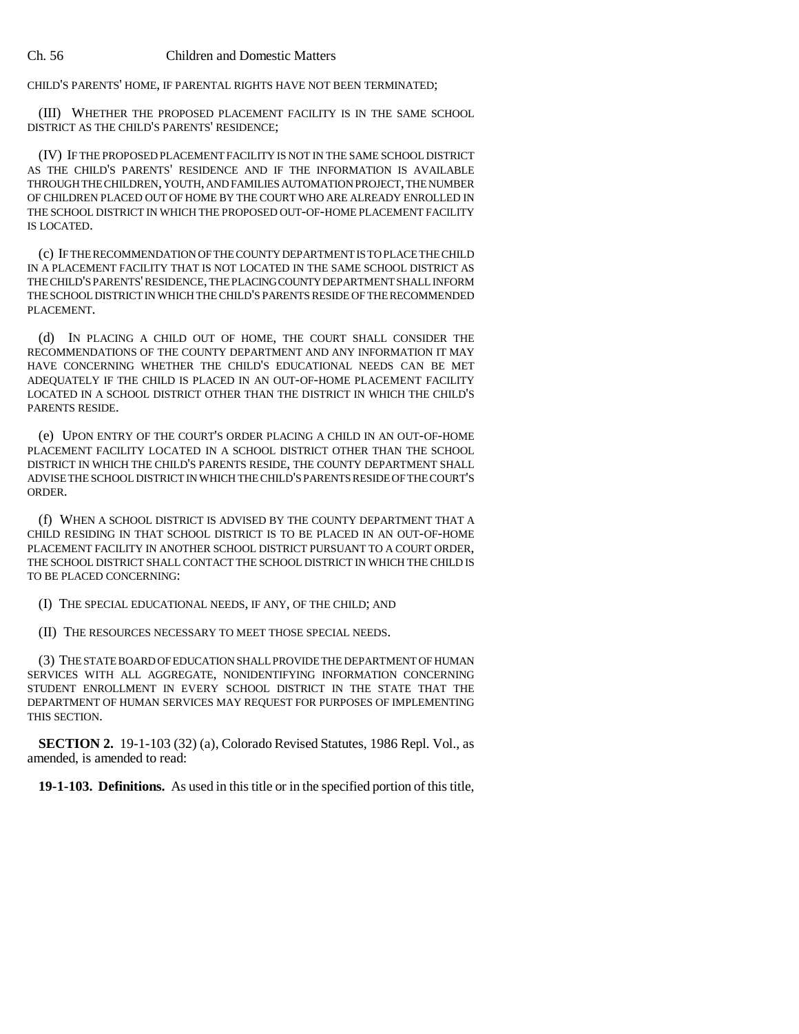CHILD'S PARENTS' HOME, IF PARENTAL RIGHTS HAVE NOT BEEN TERMINATED;

(III) WHETHER THE PROPOSED PLACEMENT FACILITY IS IN THE SAME SCHOOL DISTRICT AS THE CHILD'S PARENTS' RESIDENCE;

(IV) IF THE PROPOSED PLACEMENT FACILITY IS NOT IN THE SAME SCHOOL DISTRICT AS THE CHILD'S PARENTS' RESIDENCE AND IF THE INFORMATION IS AVAILABLE THROUGH THE CHILDREN, YOUTH, AND FAMILIES AUTOMATION PROJECT, THE NUMBER OF CHILDREN PLACED OUT OF HOME BY THE COURT WHO ARE ALREADY ENROLLED IN THE SCHOOL DISTRICT IN WHICH THE PROPOSED OUT-OF-HOME PLACEMENT FACILITY IS LOCATED.

(c) IF THE RECOMMENDATION OF THE COUNTY DEPARTMENT IS TO PLACE THE CHILD IN A PLACEMENT FACILITY THAT IS NOT LOCATED IN THE SAME SCHOOL DISTRICT AS THE CHILD'S PARENTS' RESIDENCE, THE PLACING COUNTY DEPARTMENT SHALL INFORM THE SCHOOL DISTRICT IN WHICH THE CHILD'S PARENTS RESIDE OF THE RECOMMENDED PLACEMENT.

(d) IN PLACING A CHILD OUT OF HOME, THE COURT SHALL CONSIDER THE RECOMMENDATIONS OF THE COUNTY DEPARTMENT AND ANY INFORMATION IT MAY HAVE CONCERNING WHETHER THE CHILD'S EDUCATIONAL NEEDS CAN BE MET ADEQUATELY IF THE CHILD IS PLACED IN AN OUT-OF-HOME PLACEMENT FACILITY LOCATED IN A SCHOOL DISTRICT OTHER THAN THE DISTRICT IN WHICH THE CHILD'S PARENTS RESIDE.

(e) UPON ENTRY OF THE COURT'S ORDER PLACING A CHILD IN AN OUT-OF-HOME PLACEMENT FACILITY LOCATED IN A SCHOOL DISTRICT OTHER THAN THE SCHOOL DISTRICT IN WHICH THE CHILD'S PARENTS RESIDE, THE COUNTY DEPARTMENT SHALL ADVISE THE SCHOOL DISTRICT IN WHICH THE CHILD'S PARENTS RESIDE OF THE COURT'S ORDER.

(f) WHEN A SCHOOL DISTRICT IS ADVISED BY THE COUNTY DEPARTMENT THAT A CHILD RESIDING IN THAT SCHOOL DISTRICT IS TO BE PLACED IN AN OUT-OF-HOME PLACEMENT FACILITY IN ANOTHER SCHOOL DISTRICT PURSUANT TO A COURT ORDER, THE SCHOOL DISTRICT SHALL CONTACT THE SCHOOL DISTRICT IN WHICH THE CHILD IS TO BE PLACED CONCERNING:

(I) THE SPECIAL EDUCATIONAL NEEDS, IF ANY, OF THE CHILD; AND

(II) THE RESOURCES NECESSARY TO MEET THOSE SPECIAL NEEDS.

(3) THE STATE BOARD OF EDUCATION SHALL PROVIDE THE DEPARTMENT OF HUMAN SERVICES WITH ALL AGGREGATE, NONIDENTIFYING INFORMATION CONCERNING STUDENT ENROLLMENT IN EVERY SCHOOL DISTRICT IN THE STATE THAT THE DEPARTMENT OF HUMAN SERVICES MAY REQUEST FOR PURPOSES OF IMPLEMENTING THIS SECTION.

**SECTION 2.** 19-1-103 (32) (a), Colorado Revised Statutes, 1986 Repl. Vol., as amended, is amended to read:

**19-1-103. Definitions.** As used in this title or in the specified portion of this title,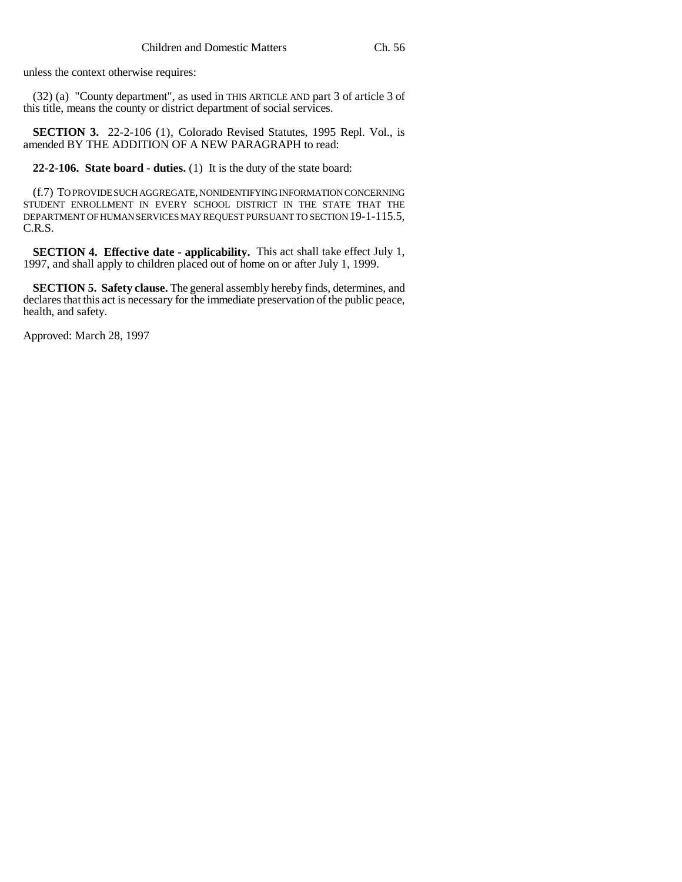unless the context otherwise requires:

(32) (a) "County department", as used in THIS ARTICLE AND part 3 of article 3 of this title, means the county or district department of social services.

**SECTION 3.** 22-2-106 (1), Colorado Revised Statutes, 1995 Repl. Vol., is amended BY THE ADDITION OF A NEW PARAGRAPH to read:

**22-2-106. State board - duties.** (1) It is the duty of the state board:

(f.7) TO PROVIDE SUCH AGGREGATE, NONIDENTIFYING INFORMATION CONCERNING STUDENT ENROLLMENT IN EVERY SCHOOL DISTRICT IN THE STATE THAT THE DEPARTMENT OF HUMAN SERVICES MAY REQUEST PURSUANT TO SECTION 19-1-115.5, C.R.S.

**SECTION 4. Effective date - applicability.** This act shall take effect July 1, 1997, and shall apply to children placed out of home on or after July 1, 1999.

**SECTION 5. Safety clause.** The general assembly hereby finds, determines, and declares that this act is necessary for the immediate preservation of the public peace, health, and safety.

Approved: March 28, 1997